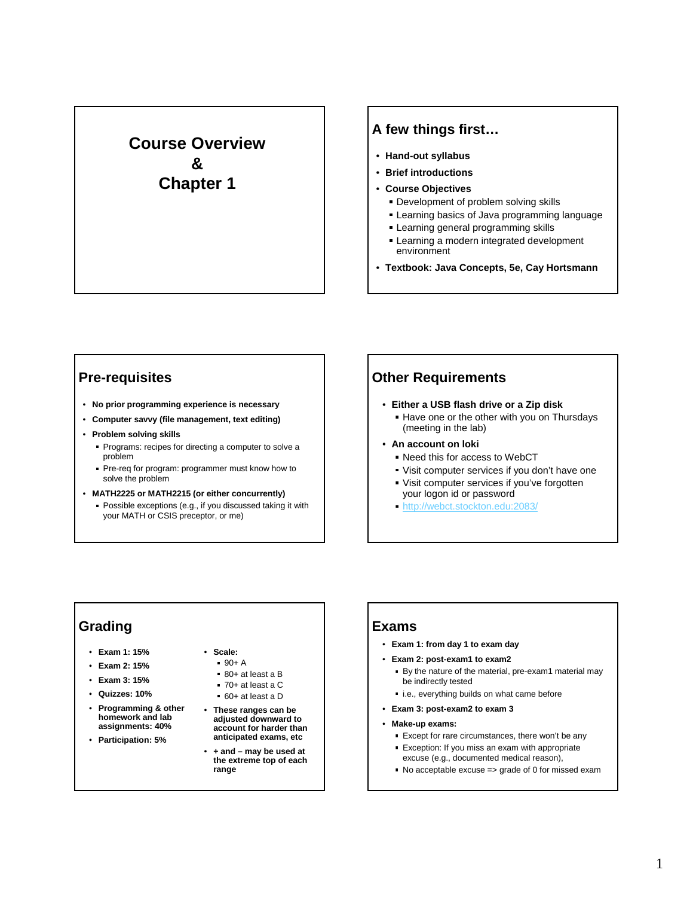# Course Overview & Chapter 1

## A few things first…

- **Hand-out syllabus**
- **Brief introductions**
- **Course Objectives**
  - Development of problem solving skills
  - Learning basics of Java programming language
  - Learning general programming skills
  - Learning a modern integrated development environment
- **Textbook: Java Concepts, 5e, Cay Hortsmann**

## Pre-requisites

- **No prior programming experience is necessary**
- **Computer savvy (file management, text editing)**
- **Problem solving skills**
  - Programs: recipes for directing a computer to solve a problem
  - Pre-req for program: programmer must know how to solve the problem
- **MATH2225 or MATH2215 (or either concurrently)**
  - Possible exceptions (e.g., if you discussed taking it with your MATH or CSIS preceptor, or me)

## Other Requirements

- **Either a USB flash drive or a Zip disk**
  - Have one or the other with you on Thursdays (meeting in the lab)
- **An account on loki**
  - Need this for access to WebCT
  - Visit computer services if you don't have one
  - Visit computer services if you've forgotten your logon id or password
  - http://webct.stockton.edu:2083/

## Grading

- **Exam 1: 15%**
- **Exam 2: 15%**
- **Exam 3: 15%**
- **Quizzes: 10%**
- **Programming & other homework and lab assignments: 40%**
- **Participation: 5%**

- **Scale:**
  - 90+ A
  - 80+ at least a B
  - 70+ at least a C
  - 60+ at least a D
- **These ranges can be adjusted downward to account for harder than anticipated exams, etc**
- **+ and – may be used at the extreme top of each range**

## Exams

- **Exam 1: from day 1 to exam day**
- **Exam 2: post-exam1 to exam2**
  - By the nature of the material, pre-exam1 material may be indirectly tested
  - i.e., everything builds on what came before
- **Exam 3: post-exam2 to exam 3**
- **Make-up exams:**
  - Except for rare circumstances, there won't be any
  - Exception: If you miss an exam with appropriate excuse (e.g., documented medical reason),
  - No acceptable excuse => grade of 0 for missed exam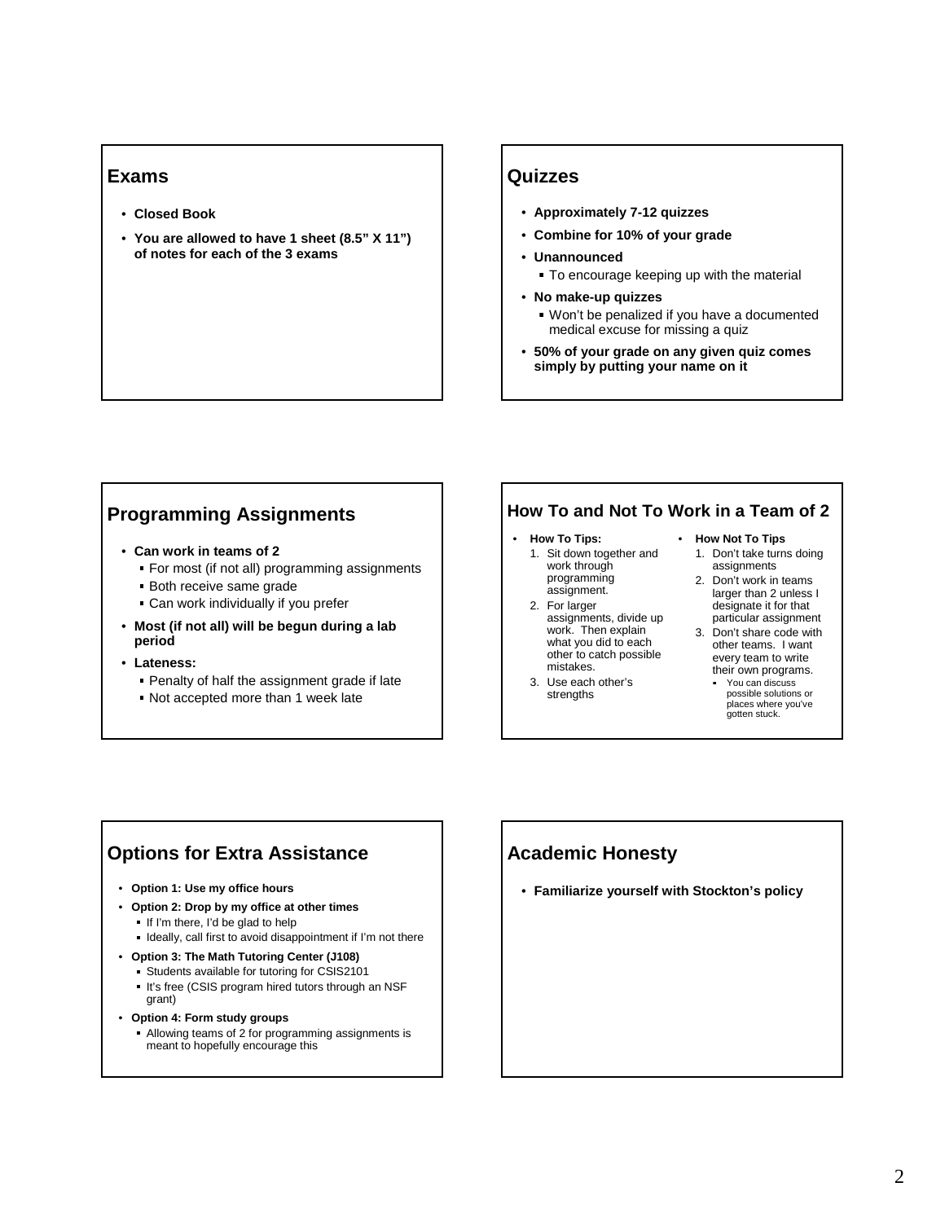## Exams

- **Closed Book**
- **You are allowed to have 1 sheet (8.5" X 11") of notes for each of the 3 exams**

## Quizzes

- **Approximately 7-12 quizzes**
- **Combine for 10% of your grade**
- **Unannounced**
  - To encourage keeping up with the material
- **No make-up quizzes**
  - Won't be penalized if you have a documented medical excuse for missing a quiz
- **50% of your grade on any given quiz comes simply by putting your name on it**

## Programming Assignments

- **Can work in teams of 2**
  - For most (if not all) programming assignments
  - Both receive same grade
  - Can work individually if you prefer
- **Most (if not all) will be begun during a lab period**
- **Lateness:**
  - Penalty of half the assignment grade if late
  - Not accepted more than 1 week late

## How To and Not To Work in a Team of 2

- **How To Tips:**
  1. Sit down together and work through programming assignment.
  2. For larger assignments, divide up work. Then explain what you did to each other to catch possible mistakes.
  3. Use each other's strengths
- **How Not To Tips**
  1. Don't take turns doing assignments
  2. Don't work in teams larger than 2 unless I designate it for that particular assignment
  3. Don't share code with other teams. I want every team to write their own programs.
     - You can discuss possible solutions or places where you've gotten stuck.

## Options for Extra Assistance

- **Option 1: Use my office hours**
- **Option 2: Drop by my office at other times**
  - If I'm there, I'd be glad to help
  - Ideally, call first to avoid disappointment if I'm not there
- **Option 3: The Math Tutoring Center (J108)**
  - Students available for tutoring for CSIS2101
  - It's free (CSIS program hired tutors through an NSF grant)
- **Option 4: Form study groups**
  - Allowing teams of 2 for programming assignments is meant to hopefully encourage this

## Academic Honesty

- **Familiarize yourself with Stockton's policy**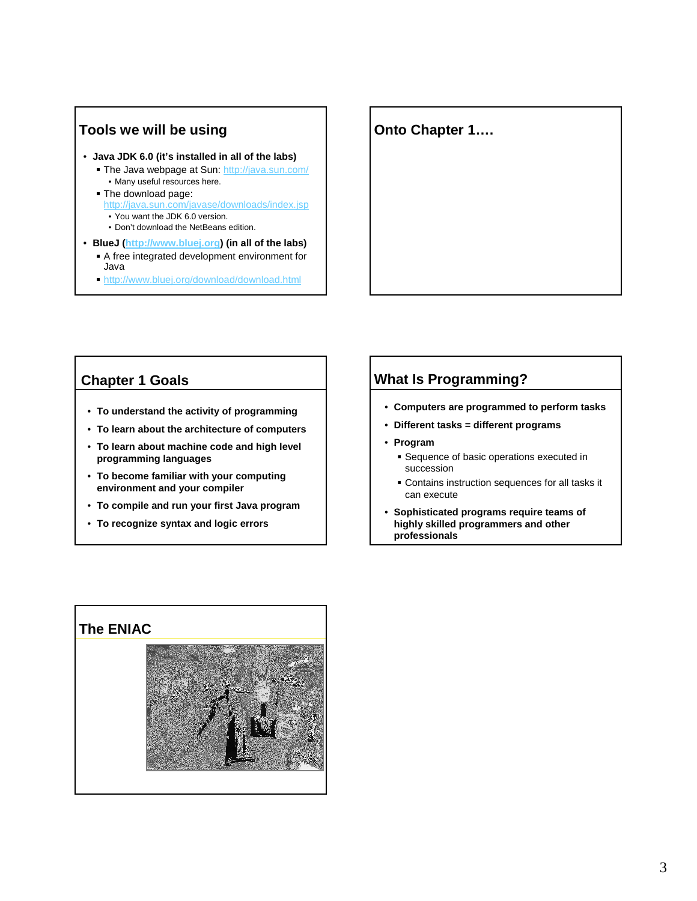## Tools we will be using

- **Java JDK 6.0 (it's installed in all of the labs)**
  - The Java webpage at Sun: http://java.sun.com/
    - Many useful resources here.
  - The download page: http://java.sun.com/javase/downloads/index.jsp
    - You want the JDK 6.0 version.
    - Don't download the NetBeans edition.
- **BlueJ (http://www.bluej.org) (in all of the labs)**
  - A free integrated development environment for Java
  - http://www.bluej.org/download/download.html

## Onto Chapter 1….

## Chapter 1 Goals

- **To understand the activity of programming**
- **To learn about the architecture of computers**
- **To learn about machine code and high level programming languages**
- **To become familiar with your computing environment and your compiler**
- **To compile and run your first Java program**
- **To recognize syntax and logic errors**

## What Is Programming?

- **Computers are programmed to perform tasks**
- **Different tasks = different programs**
- **Program**
  - Sequence of basic operations executed in succession
  - Contains instruction sequences for all tasks it can execute
- **Sophisticated programs require teams of highly skilled programmers and other professionals**

## The ENIAC